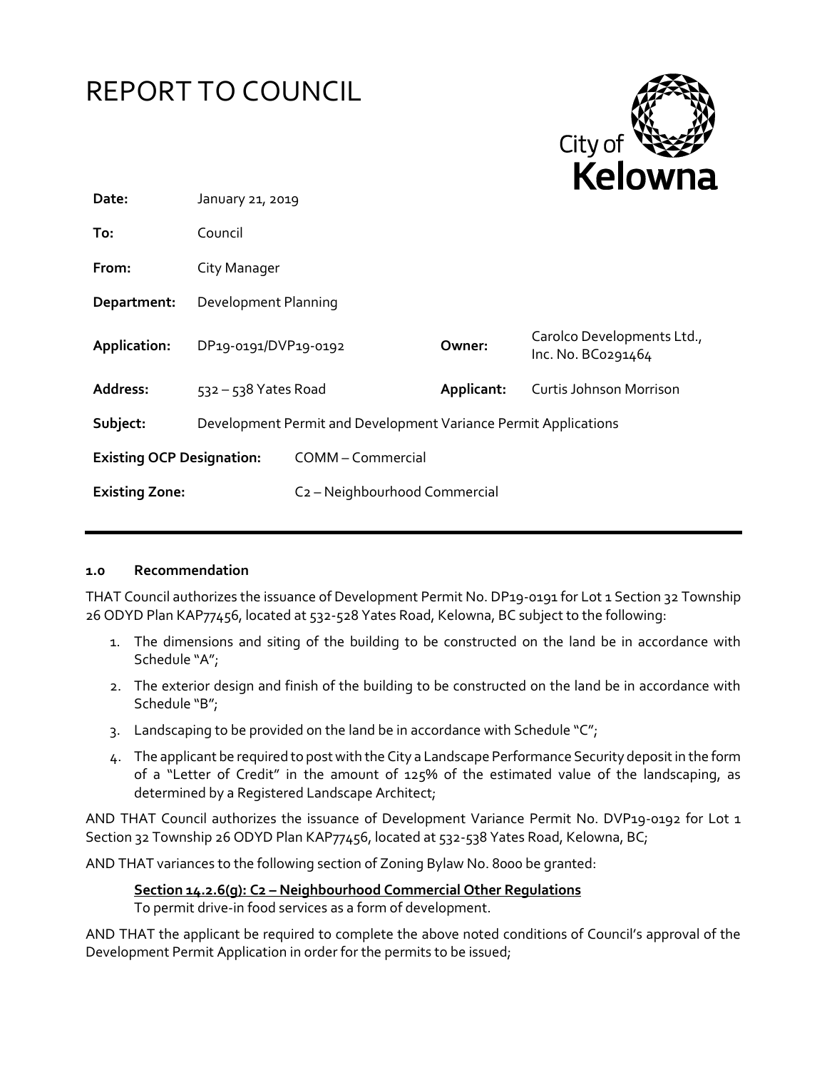# REPORT TO COUNCIL

City of **Kelowna**

| | | | |
|---|---|---|---|
| **Date:** | January 21, 2019 | | |
| **To:** | Council | | |
| **From:** | City Manager | | |
| **Department:** | Development Planning | | |
| **Application:** | DP19-0191/DVP19-0192 | **Owner:** | Carolco Developments Ltd., Inc. No. BC0291464 |
| **Address:** | 532 – 538 Yates Road | **Applicant:** | Curtis Johnson Morrison |
| **Subject:** | Development Permit and Development Variance Permit Applications | | |
| **Existing OCP Designation:** | COMM – Commercial | | |
| **Existing Zone:** | C2 – Neighbourhood Commercial | | |

#### 1.0 Recommendation

THAT Council authorizes the issuance of Development Permit No. DP19-0191 for Lot 1 Section 32 Township 26 ODYD Plan KAP77456, located at 532-528 Yates Road, Kelowna, BC subject to the following:

1. The dimensions and siting of the building to be constructed on the land be in accordance with Schedule "A";
2. The exterior design and finish of the building to be constructed on the land be in accordance with Schedule "B";
3. Landscaping to be provided on the land be in accordance with Schedule "C";
4. The applicant be required to post with the City a Landscape Performance Security deposit in the form of a "Letter of Credit" in the amount of 125% of the estimated value of the landscaping, as determined by a Registered Landscape Architect;

AND THAT Council authorizes the issuance of Development Variance Permit No. DVP19-0192 for Lot 1 Section 32 Township 26 ODYD Plan KAP77456, located at 532-538 Yates Road, Kelowna, BC;

AND THAT variances to the following section of Zoning Bylaw No. 8000 be granted:

**Section 14.2.6(g): C2 – Neighbourhood Commercial Other Regulations**
To permit drive-in food services as a form of development.

AND THAT the applicant be required to complete the above noted conditions of Council's approval of the Development Permit Application in order for the permits to be issued;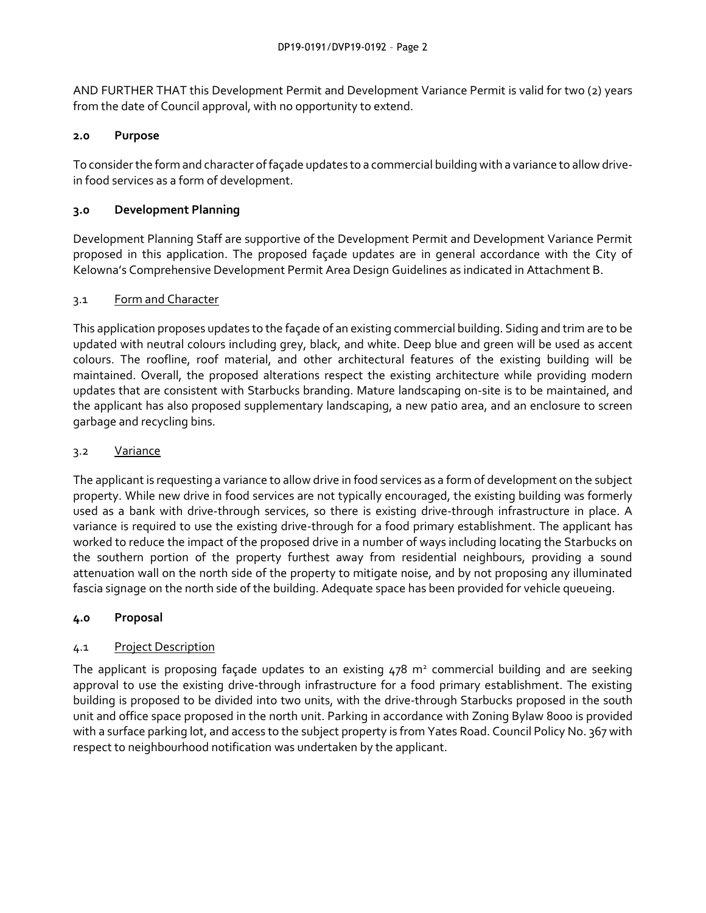AND FURTHER THAT this Development Permit and Development Variance Permit is valid for two (2) years from the date of Council approval, with no opportunity to extend.

## 2.0 Purpose

To consider the form and character of façade updates to a commercial building with a variance to allow drive-in food services as a form of development.

## 3.0 Development Planning

Development Planning Staff are supportive of the Development Permit and Development Variance Permit proposed in this application. The proposed façade updates are in general accordance with the City of Kelowna's Comprehensive Development Permit Area Design Guidelines as indicated in Attachment B.

### 3.1 Form and Character

This application proposes updates to the façade of an existing commercial building. Siding and trim are to be updated with neutral colours including grey, black, and white. Deep blue and green will be used as accent colours. The roofline, roof material, and other architectural features of the existing building will be maintained. Overall, the proposed alterations respect the existing architecture while providing modern updates that are consistent with Starbucks branding. Mature landscaping on-site is to be maintained, and the applicant has also proposed supplementary landscaping, a new patio area, and an enclosure to screen garbage and recycling bins.

### 3.2 Variance

The applicant is requesting a variance to allow drive in food services as a form of development on the subject property. While new drive in food services are not typically encouraged, the existing building was formerly used as a bank with drive-through services, so there is existing drive-through infrastructure in place. A variance is required to use the existing drive-through for a food primary establishment. The applicant has worked to reduce the impact of the proposed drive in a number of ways including locating the Starbucks on the southern portion of the property furthest away from residential neighbours, providing a sound attenuation wall on the north side of the property to mitigate noise, and by not proposing any illuminated fascia signage on the north side of the building. Adequate space has been provided for vehicle queueing.

## 4.0 Proposal

### 4.1 Project Description

The applicant is proposing façade updates to an existing 478 $m^2$ commercial building and are seeking approval to use the existing drive-through infrastructure for a food primary establishment. The existing building is proposed to be divided into two units, with the drive-through Starbucks proposed in the south unit and office space proposed in the north unit. Parking in accordance with Zoning Bylaw 8000 is provided with a surface parking lot, and access to the subject property is from Yates Road. Council Policy No. 367 with respect to neighbourhood notification was undertaken by the applicant.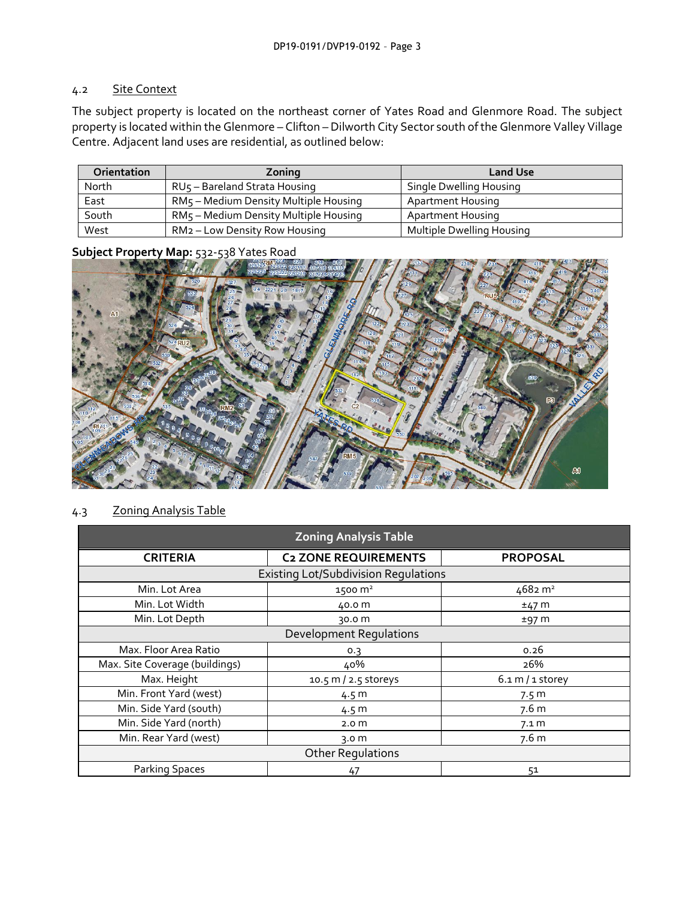## 4.2 Site Context

The subject property is located on the northeast corner of Yates Road and Glenmore Road. The subject property is located within the Glenmore – Clifton – Dilworth City Sector south of the Glenmore Valley Village Centre. Adjacent land uses are residential, as outlined below:

| Orientation | Zoning | Land Use |
|---|---|---|
| North | RU5 – Bareland Strata Housing | Single Dwelling Housing |
| East | RM5 – Medium Density Multiple Housing | Apartment Housing |
| South | RM5 – Medium Density Multiple Housing | Apartment Housing |
| West | RM2 – Low Density Row Housing | Multiple Dwelling Housing |

**Subject Property Map:** 532-538 Yates Road

## 4.3 Zoning Analysis Table

| Zoning Analysis Table | | |
|---|---|---|
| **CRITERIA** | **C2 ZONE REQUIREMENTS** | **PROPOSAL** |
| Existing Lot/Subdivision Regulations | | |
| Min. Lot Area | 1500 m² | 4682 m² |
| Min. Lot Width | 40.0 m | ±47 m |
| Min. Lot Depth | 30.0 m | ±97 m |
| Development Regulations | | |
| Max. Floor Area Ratio | 0.3 | 0.26 |
| Max. Site Coverage (buildings) | 40% | 26% |
| Max. Height | 10.5 m / 2.5 storeys | 6.1 m / 1 storey |
| Min. Front Yard (west) | 4.5 m | 7.5 m |
| Min. Side Yard (south) | 4.5 m | 7.6 m |
| Min. Side Yard (north) | 2.0 m | 7.1 m |
| Min. Rear Yard (west) | 3.0 m | 7.6 m |
| Other Regulations | | |
| Parking Spaces | 47 | 51 |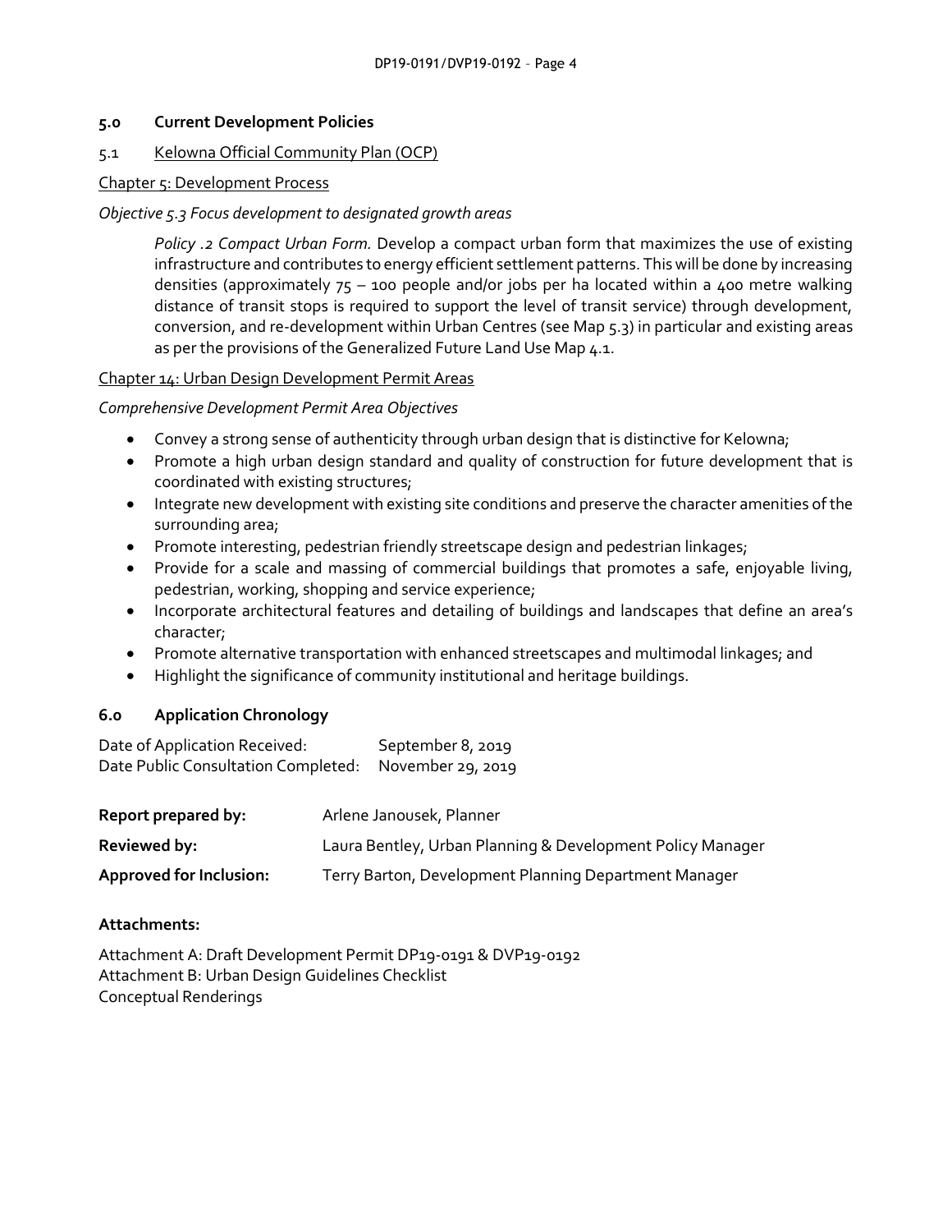## 5.0 Current Development Policies

### 5.1 Kelowna Official Community Plan (OCP)

Chapter 5: Development Process

*Objective 5.3 Focus development to designated growth areas*

> *Policy .2 Compact Urban Form.* Develop a compact urban form that maximizes the use of existing infrastructure and contributes to energy efficient settlement patterns. This will be done by increasing densities (approximately 75 – 100 people and/or jobs per ha located within a 400 metre walking distance of transit stops is required to support the level of transit service) through development, conversion, and re-development within Urban Centres (see Map 5.3) in particular and existing areas as per the provisions of the Generalized Future Land Use Map 4.1.

Chapter 14: Urban Design Development Permit Areas

*Comprehensive Development Permit Area Objectives*

- Convey a strong sense of authenticity through urban design that is distinctive for Kelowna;
- Promote a high urban design standard and quality of construction for future development that is coordinated with existing structures;
- Integrate new development with existing site conditions and preserve the character amenities of the surrounding area;
- Promote interesting, pedestrian friendly streetscape design and pedestrian linkages;
- Provide for a scale and massing of commercial buildings that promotes a safe, enjoyable living, pedestrian, working, shopping and service experience;
- Incorporate architectural features and detailing of buildings and landscapes that define an area's character;
- Promote alternative transportation with enhanced streetscapes and multimodal linkages; and
- Highlight the significance of community institutional and heritage buildings.

## 6.0 Application Chronology

Date of Application Received: September 8, 2019
Date Public Consultation Completed: November 29, 2019

**Report prepared by:** Arlene Janousek, Planner

**Reviewed by:** Laura Bentley, Urban Planning & Development Policy Manager

**Approved for Inclusion:** Terry Barton, Development Planning Department Manager

**Attachments:**

Attachment A: Draft Development Permit DP19-0191 & DVP19-0192
Attachment B: Urban Design Guidelines Checklist
Conceptual Renderings